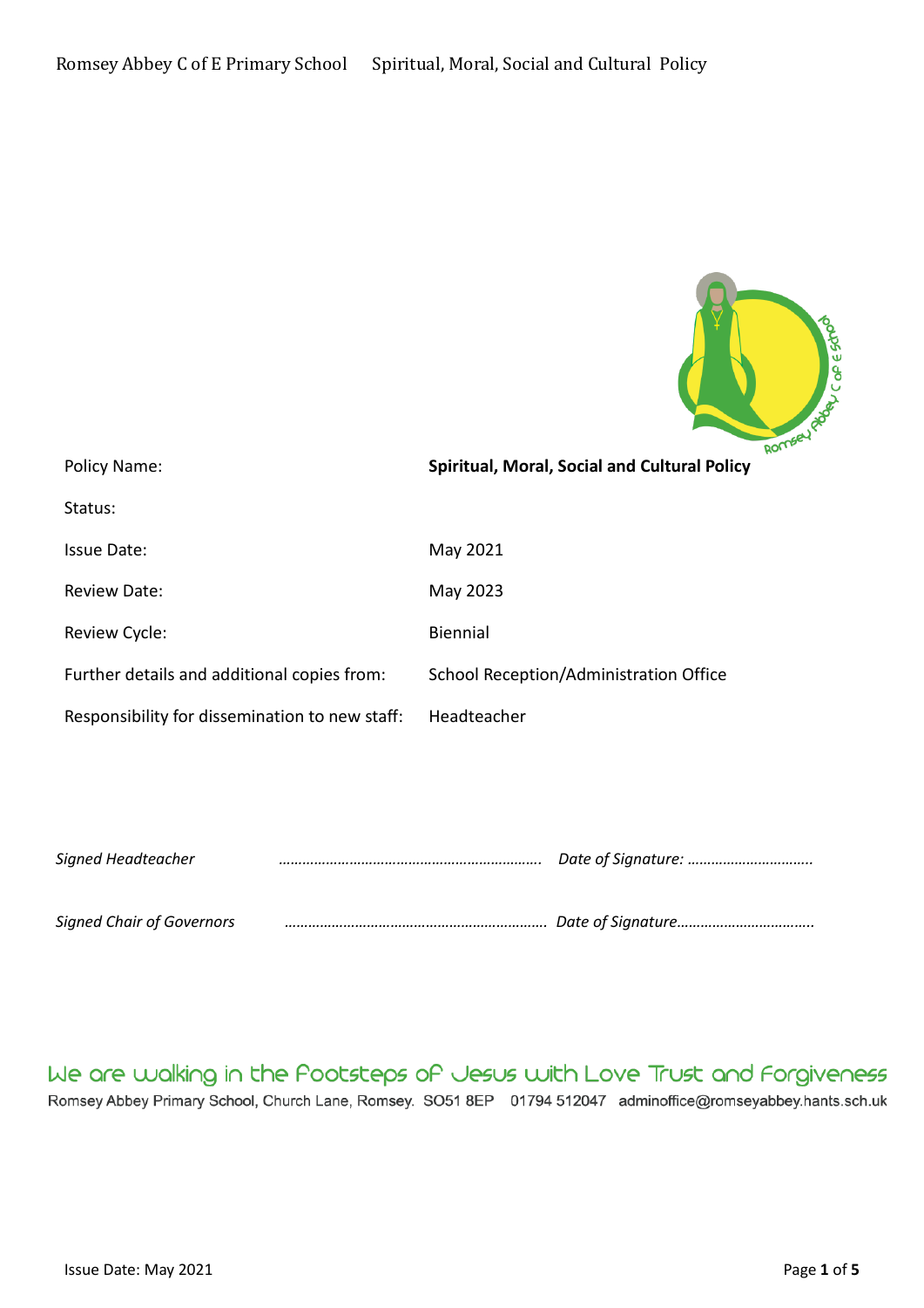| Policy Name: | **Spiritual, Moral, Social and Cultural Policy** |
|---|---|
| Status: | |
| Issue Date: | May 2021 |
| Review Date: | May 2023 |
| Review Cycle: | Biennial |
| Further details and additional copies from: | School Reception/Administration Office |
| Responsibility for dissemination to new staff: | Headteacher |

*Signed Headteacher* ………………………………………………………. *Date of Signature:* ………………………….

*Signed Chair of Governors* ………………………………………………………. *Date of Signature*…………………………….

We are walking in the Footsteps of Jesus with Love Trust and Forgiveness

Romsey Abbey Primary School, Church Lane, Romsey. SO51 8EP 01794 512047 adminoffice@romseyabbey.hants.sch.uk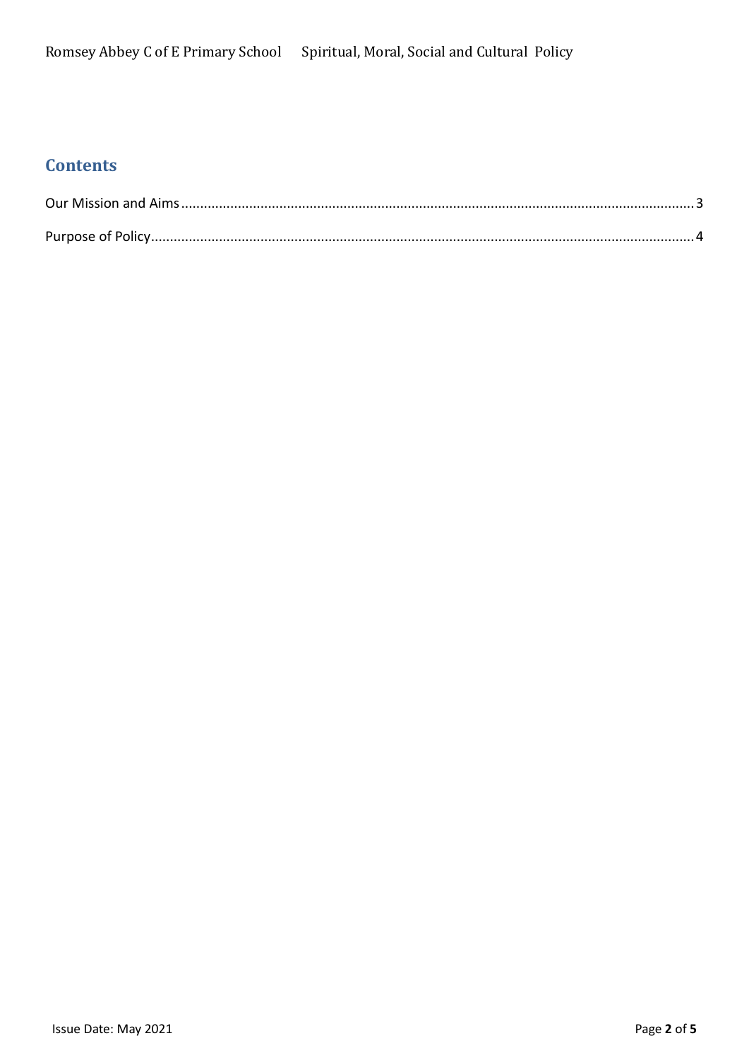## Contents

Our Mission and Aims.......................................................................................................................................3

Purpose of Policy..............................................................................................................................................4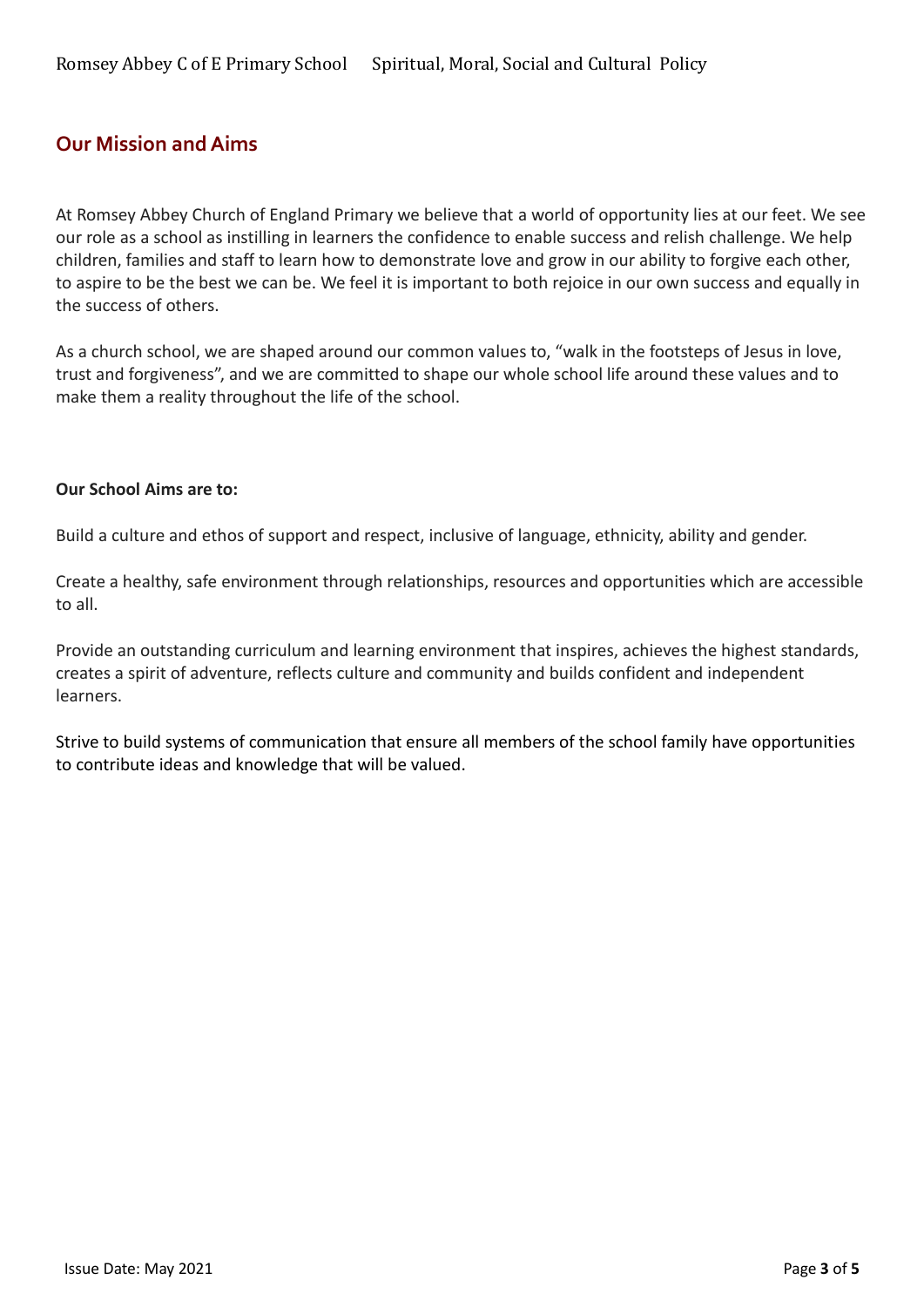## Our Mission and Aims

At Romsey Abbey Church of England Primary we believe that a world of opportunity lies at our feet. We see our role as a school as instilling in learners the confidence to enable success and relish challenge. We help children, families and staff to learn how to demonstrate love and grow in our ability to forgive each other, to aspire to be the best we can be. We feel it is important to both rejoice in our own success and equally in the success of others.

As a church school, we are shaped around our common values to, “walk in the footsteps of Jesus in love, trust and forgiveness”, and we are committed to shape our whole school life around these values and to make them a reality throughout the life of the school.

**Our School Aims are to:**

Build a culture and ethos of support and respect, inclusive of language, ethnicity, ability and gender.

Create a healthy, safe environment through relationships, resources and opportunities which are accessible to all.

Provide an outstanding curriculum and learning environment that inspires, achieves the highest standards, creates a spirit of adventure, reflects culture and community and builds confident and independent learners.

Strive to build systems of communication that ensure all members of the school family have opportunities to contribute ideas and knowledge that will be valued.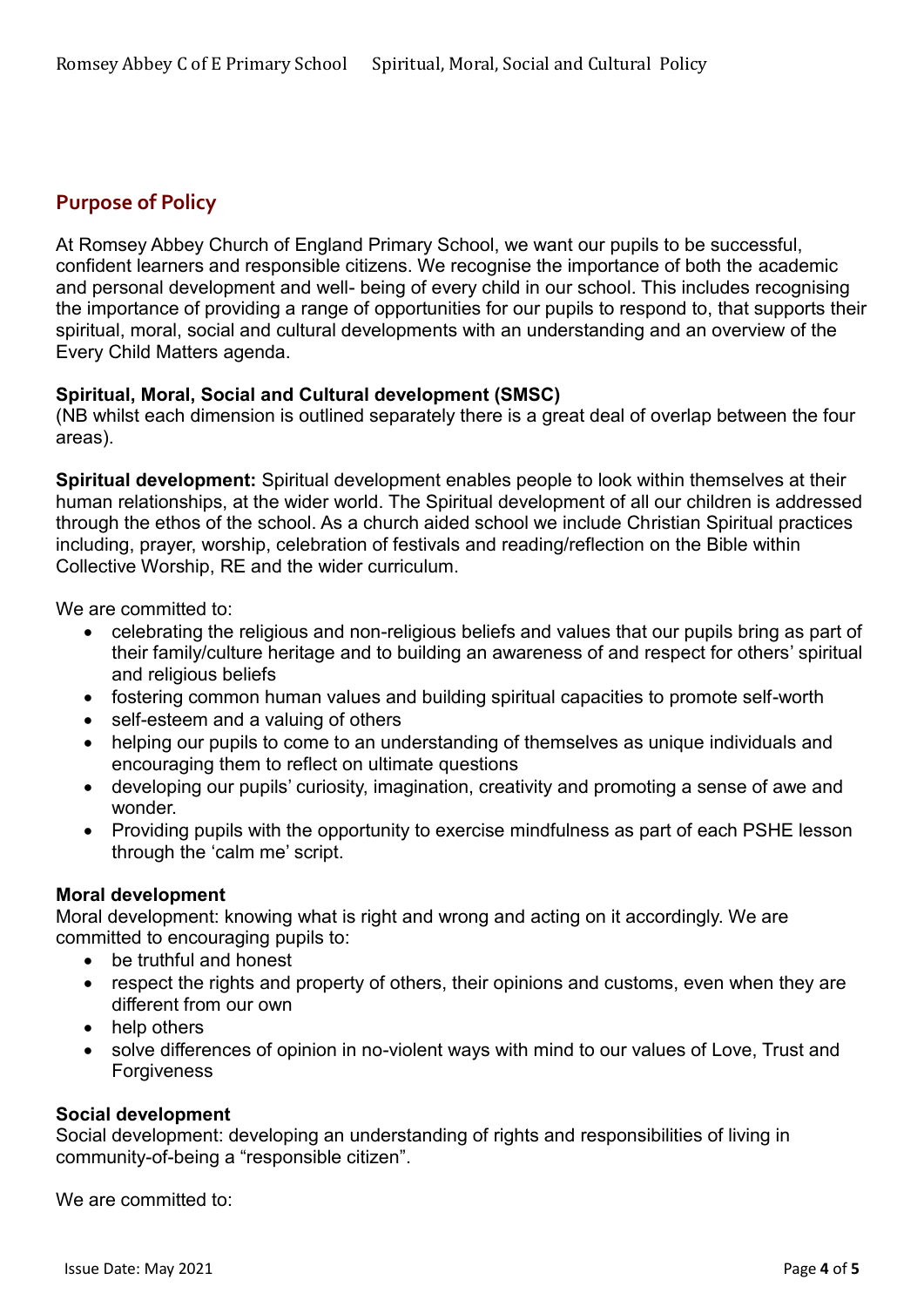## Purpose of Policy

At Romsey Abbey Church of England Primary School, we want our pupils to be successful, confident learners and responsible citizens. We recognise the importance of both the academic and personal development and well- being of every child in our school. This includes recognising the importance of providing a range of opportunities for our pupils to respond to, that supports their spiritual, moral, social and cultural developments with an understanding and an overview of the Every Child Matters agenda.

**Spiritual, Moral, Social and Cultural development (SMSC)**
(NB whilst each dimension is outlined separately there is a great deal of overlap between the four areas).

**Spiritual development:** Spiritual development enables people to look within themselves at their human relationships, at the wider world. The Spiritual development of all our children is addressed through the ethos of the school. As a church aided school we include Christian Spiritual practices including, prayer, worship, celebration of festivals and reading/reflection on the Bible within Collective Worship, RE and the wider curriculum.

We are committed to:

- celebrating the religious and non-religious beliefs and values that our pupils bring as part of their family/culture heritage and to building an awareness of and respect for others' spiritual and religious beliefs
- fostering common human values and building spiritual capacities to promote self-worth
- self-esteem and a valuing of others
- helping our pupils to come to an understanding of themselves as unique individuals and encouraging them to reflect on ultimate questions
- developing our pupils' curiosity, imagination, creativity and promoting a sense of awe and wonder.
- Providing pupils with the opportunity to exercise mindfulness as part of each PSHE lesson through the 'calm me' script.

**Moral development**
Moral development: knowing what is right and wrong and acting on it accordingly. We are committed to encouraging pupils to:

- be truthful and honest
- respect the rights and property of others, their opinions and customs, even when they are different from our own
- help others
- solve differences of opinion in no-violent ways with mind to our values of Love, Trust and Forgiveness

**Social development**
Social development: developing an understanding of rights and responsibilities of living in community-of-being a "responsible citizen".

We are committed to: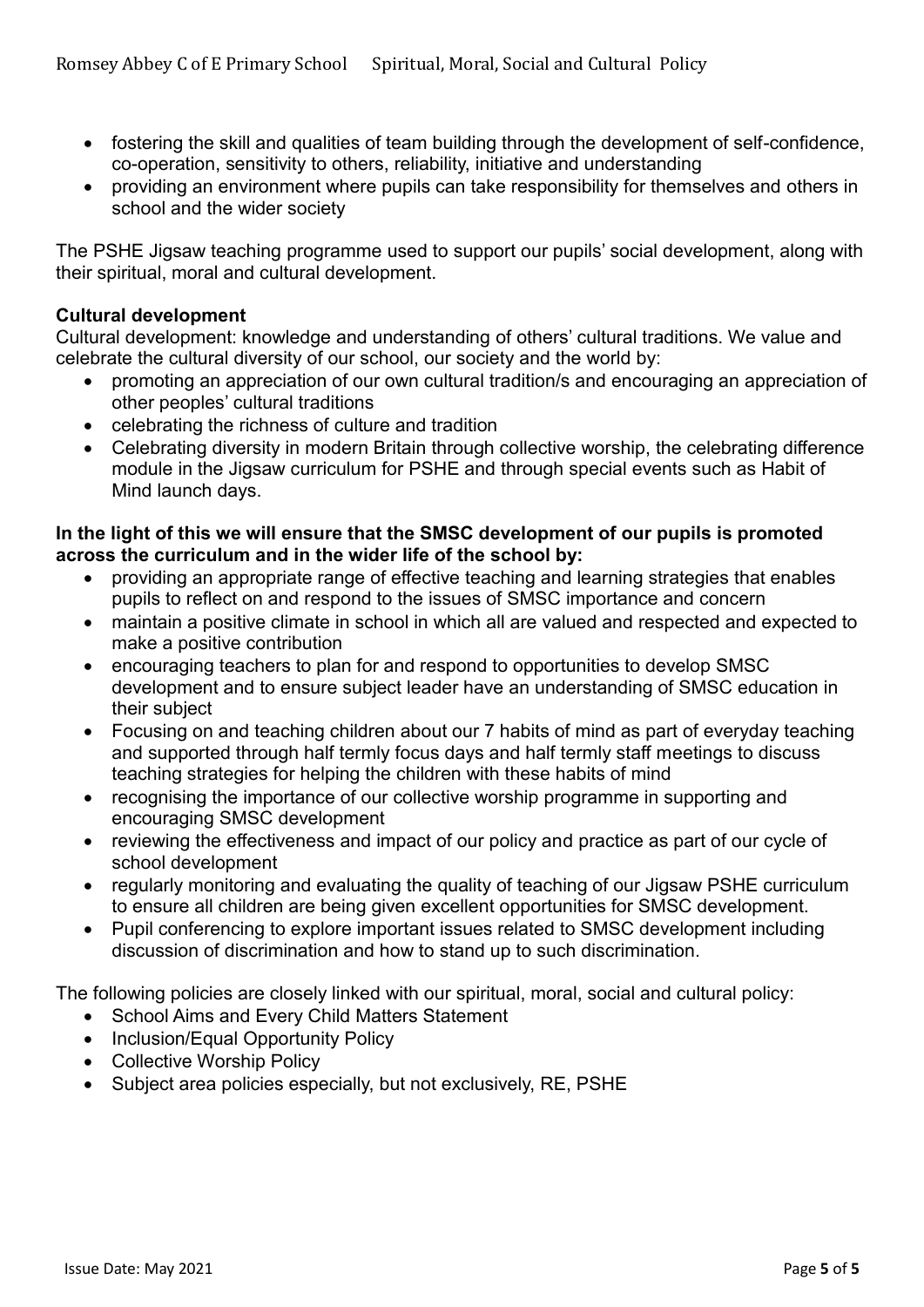- fostering the skill and qualities of team building through the development of self-confidence, co-operation, sensitivity to others, reliability, initiative and understanding
- providing an environment where pupils can take responsibility for themselves and others in school and the wider society

The PSHE Jigsaw teaching programme used to support our pupils' social development, along with their spiritual, moral and cultural development.

**Cultural development**

Cultural development: knowledge and understanding of others' cultural traditions. We value and celebrate the cultural diversity of our school, our society and the world by:

- promoting an appreciation of our own cultural tradition/s and encouraging an appreciation of other peoples' cultural traditions
- celebrating the richness of culture and tradition
- Celebrating diversity in modern Britain through collective worship, the celebrating difference module in the Jigsaw curriculum for PSHE and through special events such as Habit of Mind launch days.

**In the light of this we will ensure that the SMSC development of our pupils is promoted across the curriculum and in the wider life of the school by:**

- providing an appropriate range of effective teaching and learning strategies that enables pupils to reflect on and respond to the issues of SMSC importance and concern
- maintain a positive climate in school in which all are valued and respected and expected to make a positive contribution
- encouraging teachers to plan for and respond to opportunities to develop SMSC development and to ensure subject leader have an understanding of SMSC education in their subject
- Focusing on and teaching children about our 7 habits of mind as part of everyday teaching and supported through half termly focus days and half termly staff meetings to discuss teaching strategies for helping the children with these habits of mind
- recognising the importance of our collective worship programme in supporting and encouraging SMSC development
- reviewing the effectiveness and impact of our policy and practice as part of our cycle of school development
- regularly monitoring and evaluating the quality of teaching of our Jigsaw PSHE curriculum to ensure all children are being given excellent opportunities for SMSC development.
- Pupil conferencing to explore important issues related to SMSC development including discussion of discrimination and how to stand up to such discrimination.

The following policies are closely linked with our spiritual, moral, social and cultural policy:

- School Aims and Every Child Matters Statement
- Inclusion/Equal Opportunity Policy
- Collective Worship Policy
- Subject area policies especially, but not exclusively, RE, PSHE